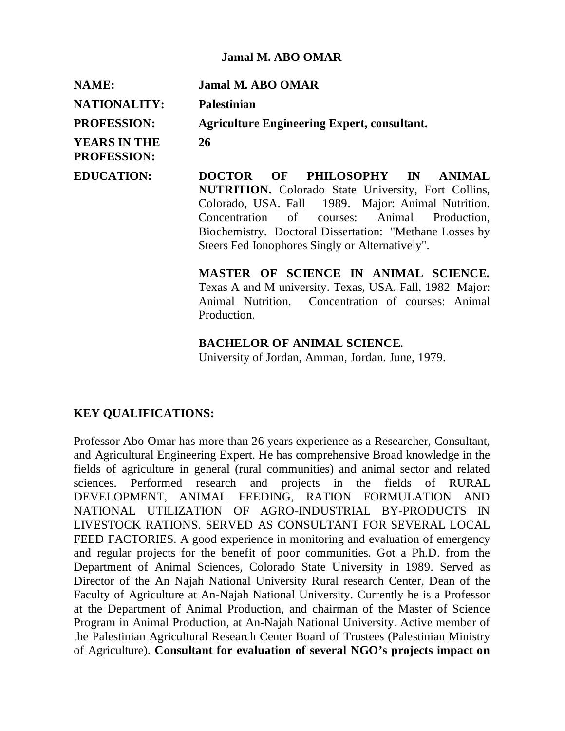# Jamal M. ABO OMAR

| | |
|---|---|
| **NAME:** | **Jamal M. ABO OMAR** |
| **NATIONALITY:** | **Palestinian** |
| **PROFESSION:** | **Agriculture Engineering Expert, consultant.** |
| **YEARS IN THE PROFESSION:** | **26** |
| **EDUCATION:** | **DOCTOR OF PHILOSOPHY IN ANIMAL NUTRITION.** Colorado State University, Fort Collins, Colorado, USA. Fall 1989. Major: Animal Nutrition. Concentration of courses: Animal Production, Biochemistry. Doctoral Dissertation: "Methane Losses by Steers Fed Ionophores Singly or Alternatively". |
| | **MASTER OF SCIENCE IN ANIMAL SCIENCE.** Texas A and M university. Texas, USA. Fall, 1982 Major: Animal Nutrition. Concentration of courses: Animal Production. |
| | **BACHELOR OF ANIMAL SCIENCE.** University of Jordan, Amman, Jordan. June, 1979. |

## KEY QUALIFICATIONS:

Professor Abo Omar has more than 26 years experience as a Researcher, Consultant, and Agricultural Engineering Expert. He has comprehensive Broad knowledge in the fields of agriculture in general (rural communities) and animal sector and related sciences. Performed research and projects in the fields of RURAL DEVELOPMENT, ANIMAL FEEDING, RATION FORMULATION AND NATIONAL UTILIZATION OF AGRO-INDUSTRIAL BY-PRODUCTS IN LIVESTOCK RATIONS. SERVED AS CONSULTANT FOR SEVERAL LOCAL FEED FACTORIES. A good experience in monitoring and evaluation of emergency and regular projects for the benefit of poor communities. Got a Ph.D. from the Department of Animal Sciences, Colorado State University in 1989. Served as Director of the An Najah National University Rural research Center, Dean of the Faculty of Agriculture at An-Najah National University. Currently he is a Professor at the Department of Animal Production, and chairman of the Master of Science Program in Animal Production, at An-Najah National University. Active member of the Palestinian Agricultural Research Center Board of Trustees (Palestinian Ministry of Agriculture). **Consultant for evaluation of several NGO's projects impact on**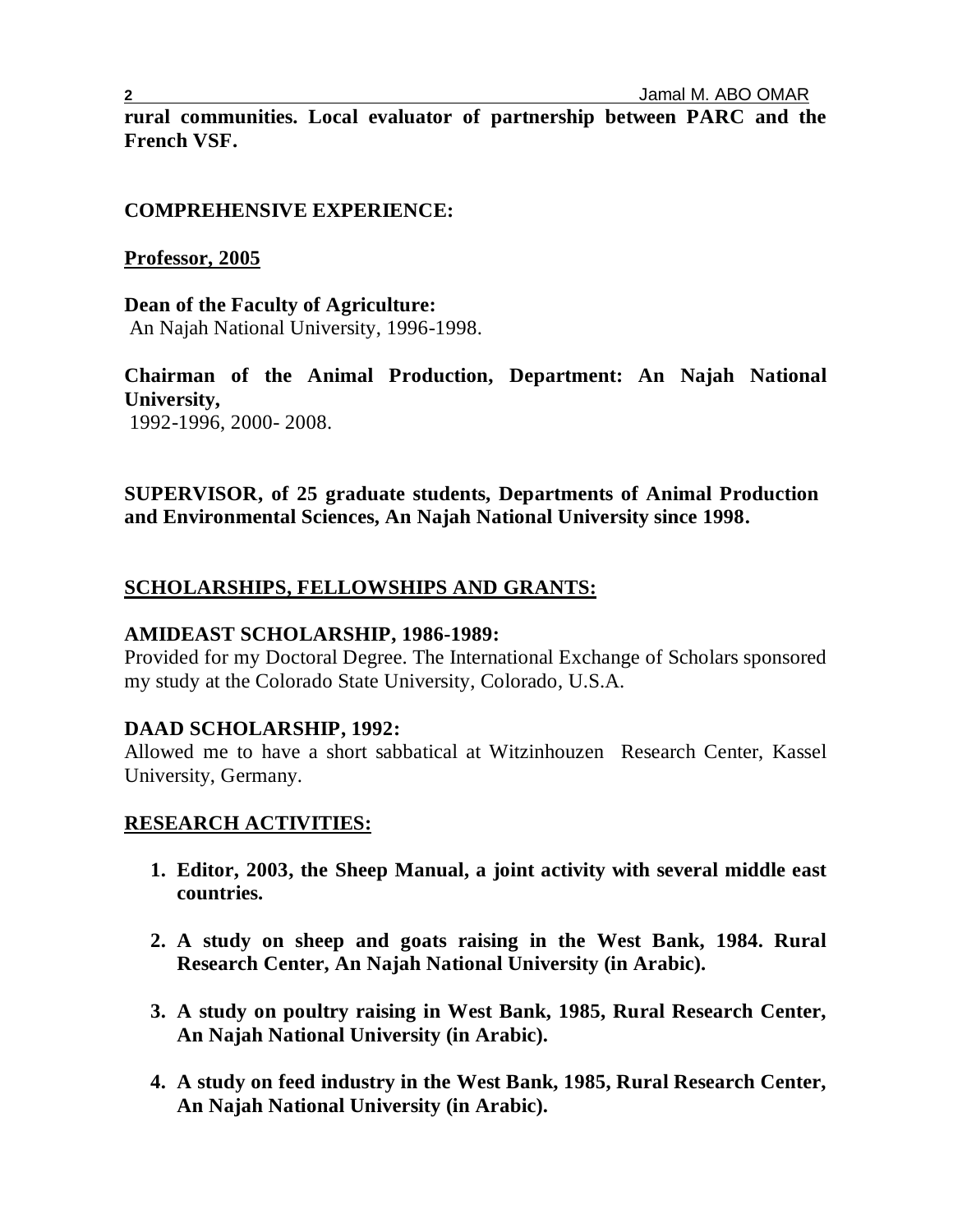**rural communities. Local evaluator of partnership between PARC and the French VSF.**

**COMPREHENSIVE EXPERIENCE:**

**Professor, 2005**

**Dean of the Faculty of Agriculture:**
An Najah National University, 1996-1998.

**Chairman of the Animal Production, Department: An Najah National University,**
1992-1996, 2000- 2008.

**SUPERVISOR, of 25 graduate students, Departments of Animal Production and Environmental Sciences, An Najah National University since 1998.**

## SCHOLARSHIPS, FELLOWSHIPS AND GRANTS:

**AMIDEAST SCHOLARSHIP, 1986-1989:**
Provided for my Doctoral Degree. The International Exchange of Scholars sponsored my study at the Colorado State University, Colorado, U.S.A.

**DAAD SCHOLARSHIP, 1992:**
Allowed me to have a short sabbatical at Witzinhouzen Research Center, Kassel University, Germany.

## RESEARCH ACTIVITIES:

1. **Editor, 2003, the Sheep Manual, a joint activity with several middle east countries.**
2. **A study on sheep and goats raising in the West Bank, 1984. Rural Research Center, An Najah National University (in Arabic).**
3. **A study on poultry raising in West Bank, 1985, Rural Research Center, An Najah National University (in Arabic).**
4. **A study on feed industry in the West Bank, 1985, Rural Research Center, An Najah National University (in Arabic).**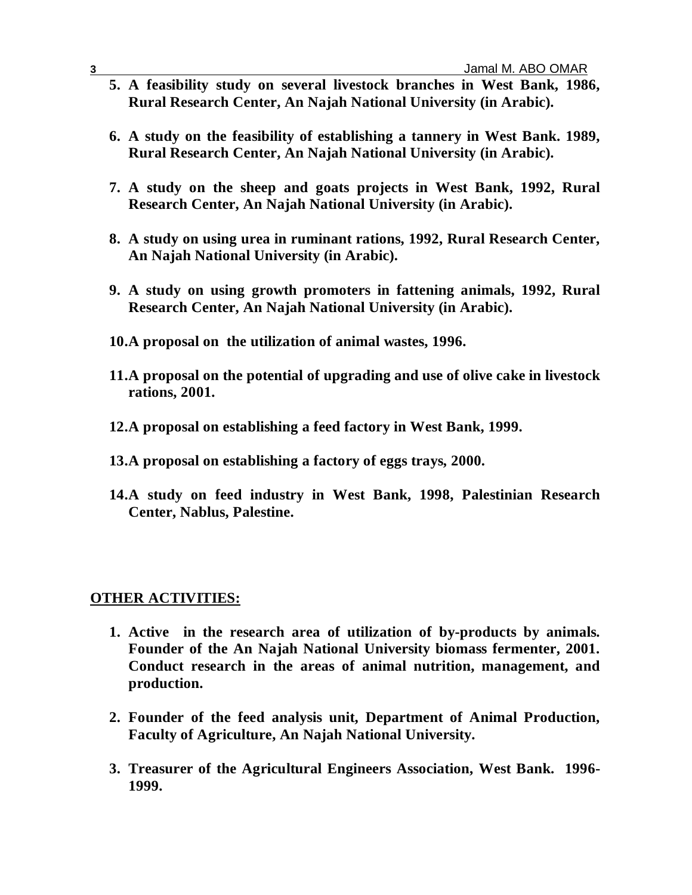5. **A feasibility study on several livestock branches in West Bank, 1986, Rural Research Center, An Najah National University (in Arabic).**

6. **A study on the feasibility of establishing a tannery in West Bank. 1989, Rural Research Center, An Najah National University (in Arabic).**

7. **A study on the sheep and goats projects in West Bank, 1992, Rural Research Center, An Najah National University (in Arabic).**

8. **A study on using urea in ruminant rations, 1992, Rural Research Center, An Najah National University (in Arabic).**

9. **A study on using growth promoters in fattening animals, 1992, Rural Research Center, An Najah National University (in Arabic).**

10. **A proposal on the utilization of animal wastes, 1996.**

11. **A proposal on the potential of upgrading and use of olive cake in livestock rations, 2001.**

12. **A proposal on establishing a feed factory in West Bank, 1999.**

13. **A proposal on establishing a factory of eggs trays, 2000.**

14. **A study on feed industry in West Bank, 1998, Palestinian Research Center, Nablus, Palestine.**

## OTHER ACTIVITIES:

1. **Active in the research area of utilization of by-products by animals. Founder of the An Najah National University biomass fermenter, 2001. Conduct research in the areas of animal nutrition, management, and production.**

2. **Founder of the feed analysis unit, Department of Animal Production, Faculty of Agriculture, An Najah National University.**

3. **Treasurer of the Agricultural Engineers Association, West Bank. 1996-1999.**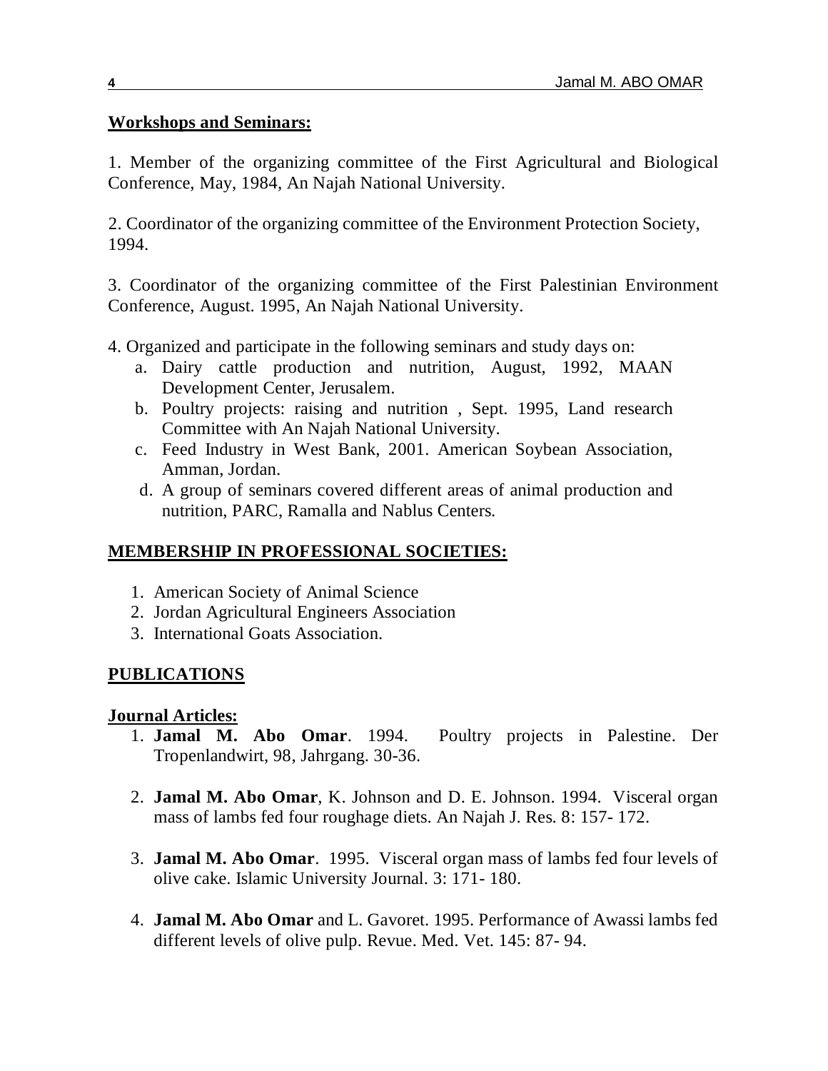## Workshops and Seminars:

1. Member of the organizing committee of the First Agricultural and Biological Conference, May, 1984, An Najah National University.

2. Coordinator of the organizing committee of the Environment Protection Society, 1994.

3. Coordinator of the organizing committee of the First Palestinian Environment Conference, August. 1995, An Najah National University.

4. Organized and participate in the following seminars and study days on:
   a. Dairy cattle production and nutrition, August, 1992, MAAN Development Center, Jerusalem.
   b. Poultry projects: raising and nutrition , Sept. 1995, Land research Committee with An Najah National University.
   c. Feed Industry in West Bank, 2001. American Soybean Association, Amman, Jordan.
   d. A group of seminars covered different areas of animal production and nutrition, PARC, Ramalla and Nablus Centers.

## MEMBERSHIP IN PROFESSIONAL SOCIETIES:

1. American Society of Animal Science
2. Jordan Agricultural Engineers Association
3. International Goats Association.

## PUBLICATIONS

### Journal Articles:

1. **Jamal M. Abo Omar**. 1994. Poultry projects in Palestine. Der Tropenlandwirt, 98, Jahrgang. 30-36.

2. **Jamal M. Abo Omar**, K. Johnson and D. E. Johnson. 1994. Visceral organ mass of lambs fed four roughage diets. An Najah J. Res. 8: 157- 172.

3. **Jamal M. Abo Omar**. 1995. Visceral organ mass of lambs fed four levels of olive cake. Islamic University Journal. 3: 171- 180.

4. **Jamal M. Abo Omar** and L. Gavoret. 1995. Performance of Awassi lambs fed different levels of olive pulp. Revue. Med. Vet. 145: 87- 94.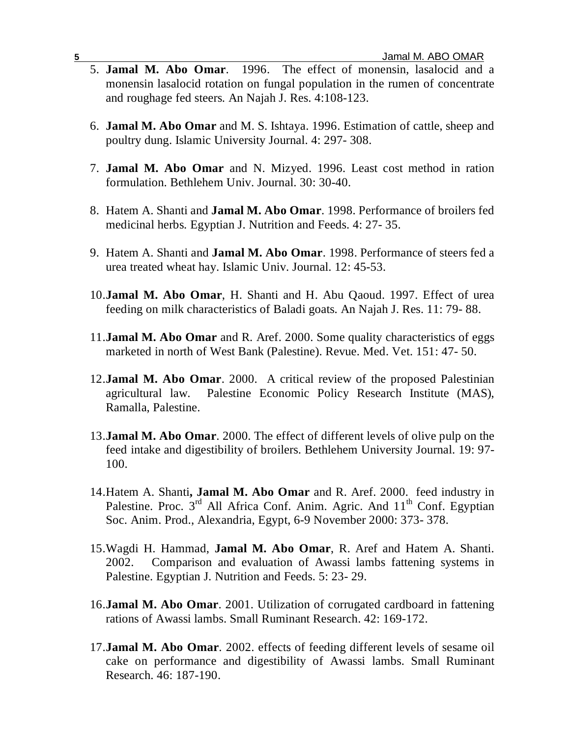5. **Jamal M. Abo Omar**. 1996. The effect of monensin, lasalocid and a monensin lasalocid rotation on fungal population in the rumen of concentrate and roughage fed steers. An Najah J. Res. 4:108-123.

6. **Jamal M. Abo Omar** and M. S. Ishtaya. 1996. Estimation of cattle, sheep and poultry dung. Islamic University Journal. 4: 297- 308.

7. **Jamal M. Abo Omar** and N. Mizyed. 1996. Least cost method in ration formulation. Bethlehem Univ. Journal. 30: 30-40.

8. Hatem A. Shanti and **Jamal M. Abo Omar**. 1998. Performance of broilers fed medicinal herbs. Egyptian J. Nutrition and Feeds. 4: 27- 35.

9. Hatem A. Shanti and **Jamal M. Abo Omar**. 1998. Performance of steers fed a urea treated wheat hay. Islamic Univ. Journal. 12: 45-53.

10. **Jamal M. Abo Omar**, H. Shanti and H. Abu Qaoud. 1997. Effect of urea feeding on milk characteristics of Baladi goats. An Najah J. Res. 11: 79- 88.

11. **Jamal M. Abo Omar** and R. Aref. 2000. Some quality characteristics of eggs marketed in north of West Bank (Palestine). Revue. Med. Vet. 151: 47- 50.

12. **Jamal M. Abo Omar**. 2000. A critical review of the proposed Palestinian agricultural law. Palestine Economic Policy Research Institute (MAS), Ramalla, Palestine.

13. **Jamal M. Abo Omar**. 2000. The effect of different levels of olive pulp on the feed intake and digestibility of broilers. Bethlehem University Journal. 19: 97-100.

14. Hatem A. Shanti**, Jamal M. Abo Omar** and R. Aref. 2000. feed industry in Palestine. Proc. 3rd All Africa Conf. Anim. Agric. And 11th Conf. Egyptian Soc. Anim. Prod., Alexandria, Egypt, 6-9 November 2000: 373- 378.

15. Wagdi H. Hammad, **Jamal M. Abo Omar**, R. Aref and Hatem A. Shanti. 2002. Comparison and evaluation of Awassi lambs fattening systems in Palestine. Egyptian J. Nutrition and Feeds. 5: 23- 29.

16. **Jamal M. Abo Omar**. 2001. Utilization of corrugated cardboard in fattening rations of Awassi lambs. Small Ruminant Research. 42: 169-172.

17. **Jamal M. Abo Omar**. 2002. effects of feeding different levels of sesame oil cake on performance and digestibility of Awassi lambs. Small Ruminant Research. 46: 187-190.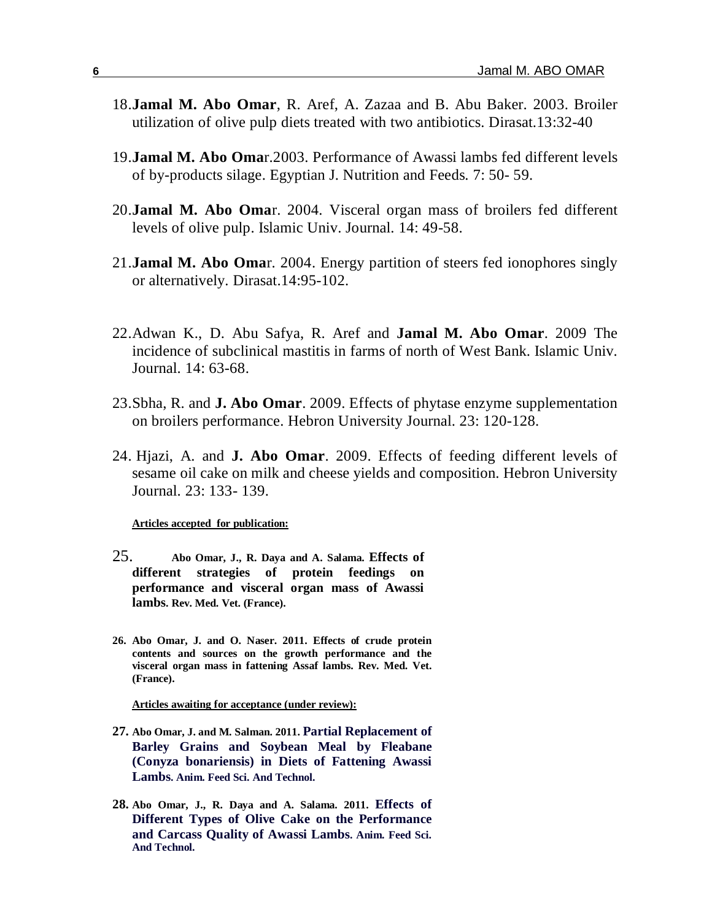18. **Jamal M. Abo Omar**, R. Aref, A. Zazaa and B. Abu Baker. 2003. Broiler utilization of olive pulp diets treated with two antibiotics. Dirasat.13:32-40

19. **Jamal M. Abo Oma**r.2003. Performance of Awassi lambs fed different levels of by-products silage. Egyptian J. Nutrition and Feeds. 7: 50- 59.

20. **Jamal M. Abo Oma**r. 2004. Visceral organ mass of broilers fed different levels of olive pulp. Islamic Univ. Journal. 14: 49-58.

21. **Jamal M. Abo Oma**r. 2004. Energy partition of steers fed ionophores singly or alternatively. Dirasat.14:95-102.

22. Adwan K., D. Abu Safya, R. Aref and **Jamal M. Abo Omar**. 2009 The incidence of subclinical mastitis in farms of north of West Bank. Islamic Univ. Journal. 14: 63-68.

23. Sbha, R. and **J. Abo Omar**. 2009. Effects of phytase enzyme supplementation on broilers performance. Hebron University Journal. 23: 120-128.

24. Hjazi, A. and **J. Abo Omar**. 2009. Effects of feeding different levels of sesame oil cake on milk and cheese yields and composition. Hebron University Journal. 23: 133- 139.

**Articles accepted for publication:**

25. **Abo Omar, J., R. Daya and A. Salama. Effects of different strategies of protein feedings on performance and visceral organ mass of Awassi lambs. Rev. Med. Vet. (France).**

26. **Abo Omar, J. and O. Naser. 2011. Effects of crude protein contents and sources on the growth performance and the visceral organ mass in fattening Assaf lambs. Rev. Med. Vet. (France).**

**Articles awaiting for acceptance (under review):**

27. **Abo Omar, J. and M. Salman. 2011. Partial Replacement of Barley Grains and Soybean Meal by Fleabane (Conyza bonariensis) in Diets of Fattening Awassi Lambs. Anim. Feed Sci. And Technol.**

28. **Abo Omar, J., R. Daya and A. Salama. 2011. Effects of Different Types of Olive Cake on the Performance and Carcass Quality of Awassi Lambs. Anim. Feed Sci. And Technol.**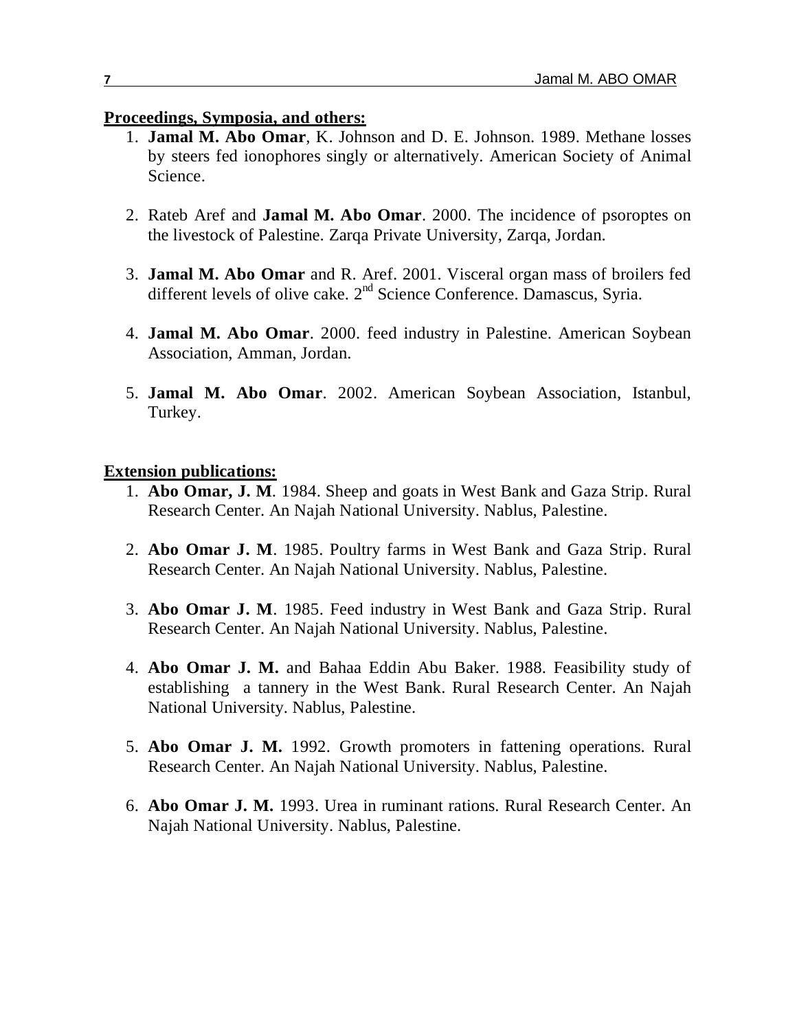**Proceedings, Symposia, and others:**

1. **Jamal M. Abo Omar**, K. Johnson and D. E. Johnson. 1989. Methane losses by steers fed ionophores singly or alternatively. American Society of Animal Science.

2. Rateb Aref and **Jamal M. Abo Omar**. 2000. The incidence of psoroptes on the livestock of Palestine. Zarqa Private University, Zarqa, Jordan.

3. **Jamal M. Abo Omar** and R. Aref. 2001. Visceral organ mass of broilers fed different levels of olive cake. 2nd Science Conference. Damascus, Syria.

4. **Jamal M. Abo Omar**. 2000. feed industry in Palestine. American Soybean Association, Amman, Jordan.

5. **Jamal M. Abo Omar**. 2002. American Soybean Association, Istanbul, Turkey.

**Extension publications:**

1. **Abo Omar, J. M**. 1984. Sheep and goats in West Bank and Gaza Strip. Rural Research Center. An Najah National University. Nablus, Palestine.

2. **Abo Omar J. M**. 1985. Poultry farms in West Bank and Gaza Strip. Rural Research Center. An Najah National University. Nablus, Palestine.

3. **Abo Omar J. M**. 1985. Feed industry in West Bank and Gaza Strip. Rural Research Center. An Najah National University. Nablus, Palestine.

4. **Abo Omar J. M.** and Bahaa Eddin Abu Baker. 1988. Feasibility study of establishing a tannery in the West Bank. Rural Research Center. An Najah National University. Nablus, Palestine.

5. **Abo Omar J. M.** 1992. Growth promoters in fattening operations. Rural Research Center. An Najah National University. Nablus, Palestine.

6. **Abo Omar J. M.** 1993. Urea in ruminant rations. Rural Research Center. An Najah National University. Nablus, Palestine.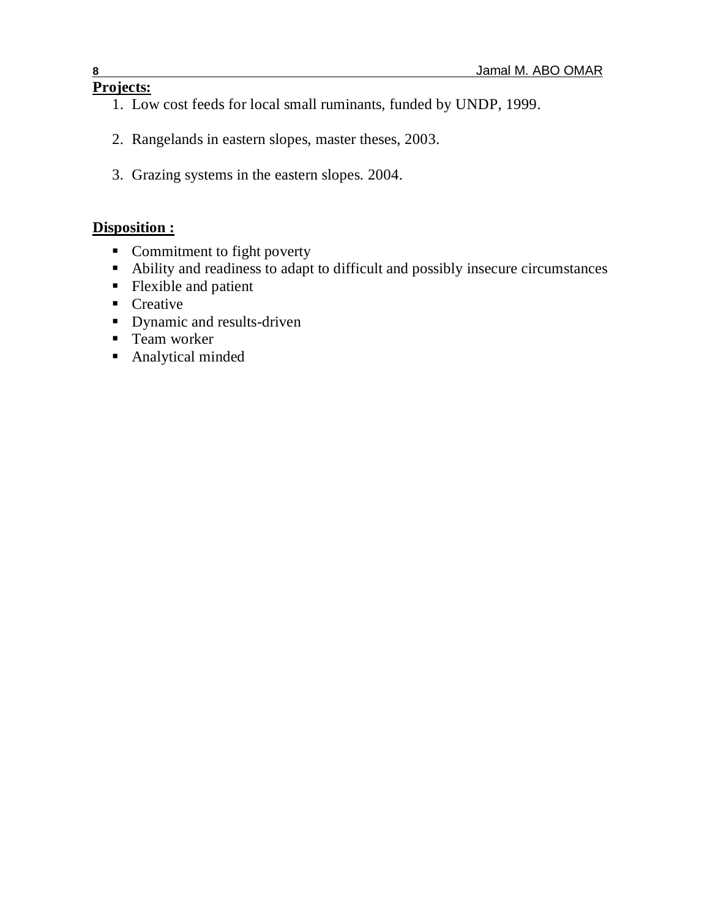**Projects:**

1. Low cost feeds for local small ruminants, funded by UNDP, 1999.

2. Rangelands in eastern slopes, master theses, 2003.

3. Grazing systems in the eastern slopes. 2004.

**Disposition :**

- Commitment to fight poverty
- Ability and readiness to adapt to difficult and possibly insecure circumstances
- Flexible and patient
- Creative
- Dynamic and results-driven
- Team worker
- Analytical minded